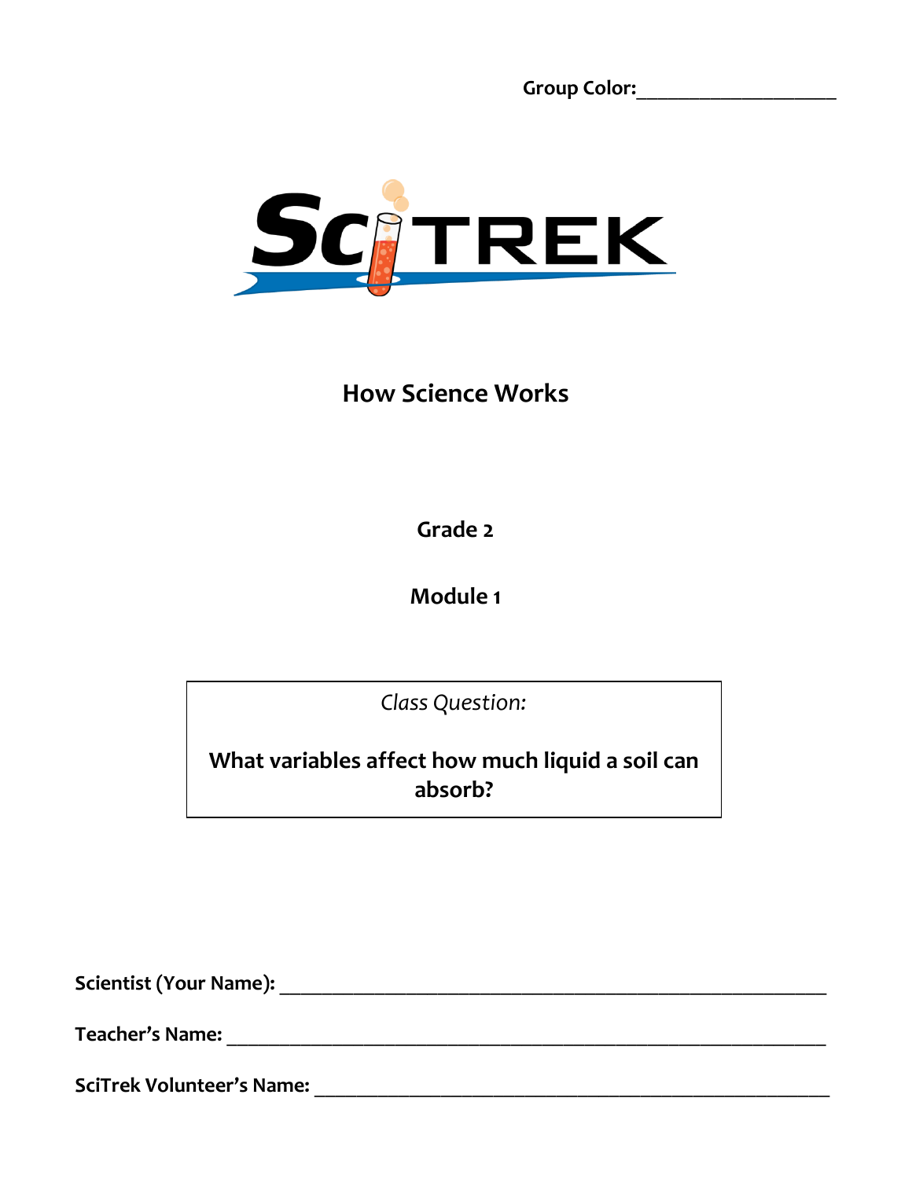Group Color:____________________

# How Science Works

**Grade 2**

**Module 1**

*Class Question:*

**What variables affect how much liquid a soil can absorb?**

**Scientist (Your Name):** ____________________________________________

**Teacher's Name:** ____________________________________________

**SciTrek Volunteer's Name:** ____________________________________________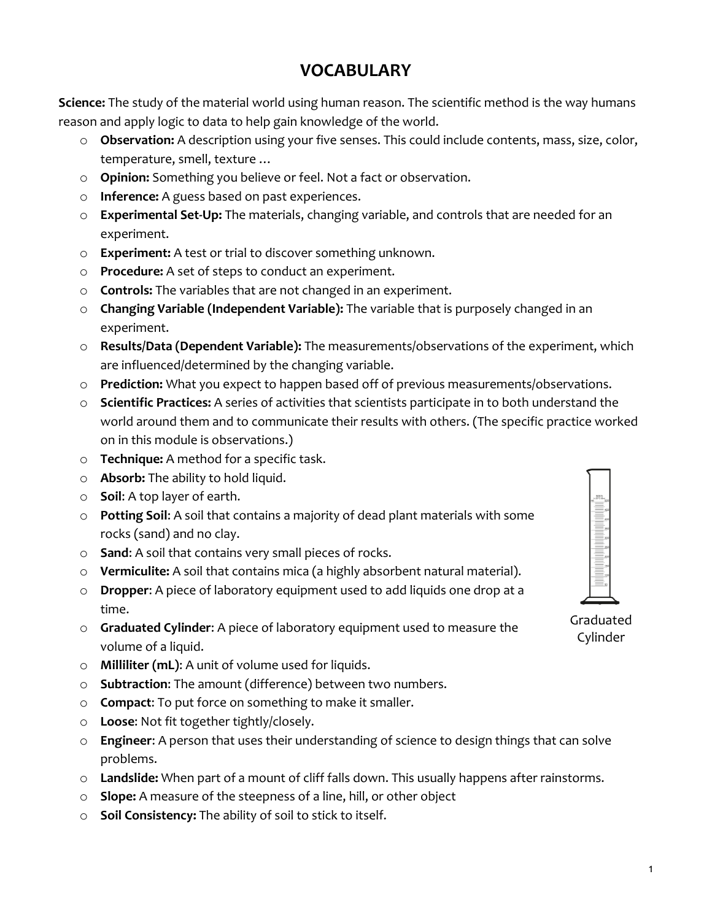# VOCABULARY

**Science:** The study of the material world using human reason. The scientific method is the way humans reason and apply logic to data to help gain knowledge of the world.

- **Observation:** A description using your five senses. This could include contents, mass, size, color, temperature, smell, texture …
- **Opinion:** Something you believe or feel. Not a fact or observation.
- **Inference:** A guess based on past experiences.
- **Experimental Set-Up:** The materials, changing variable, and controls that are needed for an experiment.
- **Experiment:** A test or trial to discover something unknown.
- **Procedure:** A set of steps to conduct an experiment.
- **Controls:** The variables that are not changed in an experiment.
- **Changing Variable (Independent Variable):** The variable that is purposely changed in an experiment.
- **Results/Data (Dependent Variable):** The measurements/observations of the experiment, which are influenced/determined by the changing variable.
- **Prediction:** What you expect to happen based off of previous measurements/observations.
- **Scientific Practices:** A series of activities that scientists participate in to both understand the world around them and to communicate their results with others. (The specific practice worked on in this module is observations.)
- **Technique:** A method for a specific task.
- **Absorb:** The ability to hold liquid.
- **Soil**: A top layer of earth.
- **Potting Soil**: A soil that contains a majority of dead plant materials with some rocks (sand) and no clay.
- **Sand**: A soil that contains very small pieces of rocks.
- **Vermiculite:** A soil that contains mica (a highly absorbent natural material).
- **Dropper**: A piece of laboratory equipment used to add liquids one drop at a time.
- **Graduated Cylinder**: A piece of laboratory equipment used to measure the volume of a liquid.
- **Milliliter (mL)**: A unit of volume used for liquids.
- **Subtraction**: The amount (difference) between two numbers.
- **Compact**: To put force on something to make it smaller.
- **Loose**: Not fit together tightly/closely.
- **Engineer**: A person that uses their understanding of science to design things that can solve problems.
- **Landslide:** When part of a mount of cliff falls down. This usually happens after rainstorms.
- **Slope:** A measure of the steepness of a line, hill, or other object
- **Soil Consistency:** The ability of soil to stick to itself.

Graduated Cylinder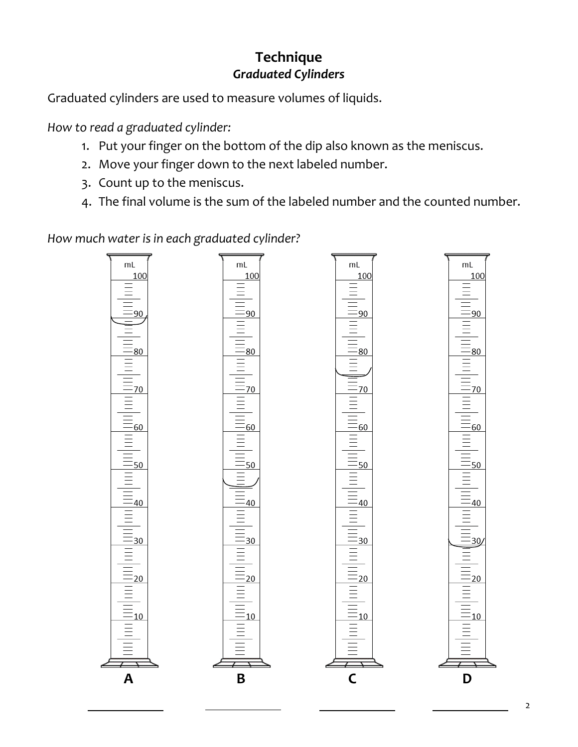# Technique

## *Graduated Cylinders*

Graduated cylinders are used to measure volumes of liquids.

*How to read a graduated cylinder:*

1. Put your finger on the bottom of the dip also known as the meniscus.
2. Move your finger down to the next labeled number.
3. Count up to the meniscus.
4. The final volume is the sum of the labeled number and the counted number.

*How much water is in each graduated cylinder?*

A ____________ B ____________ C ____________ D ____________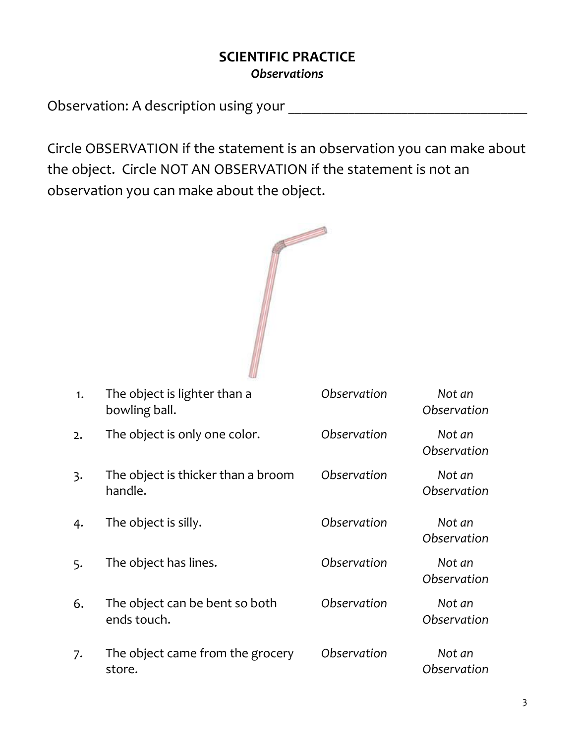**SCIENTIFIC PRACTICE**
***Observations***

Observation: A description using your ________________________________

Circle OBSERVATION if the statement is an observation you can make about the object. Circle NOT AN OBSERVATION if the statement is not an observation you can make about the object.

| | | | |
|---|---|---|---|
| 1. | The object is lighter than a bowling ball. | *Observation* | *Not an Observation* |
| 2. | The object is only one color. | *Observation* | *Not an Observation* |
| 3. | The object is thicker than a broom handle. | *Observation* | *Not an Observation* |
| 4. | The object is silly. | *Observation* | *Not an Observation* |
| 5. | The object has lines. | *Observation* | *Not an Observation* |
| 6. | The object can be bent so both ends touch. | *Observation* | *Not an Observation* |
| 7. | The object came from the grocery store. | *Observation* | *Not an Observation* |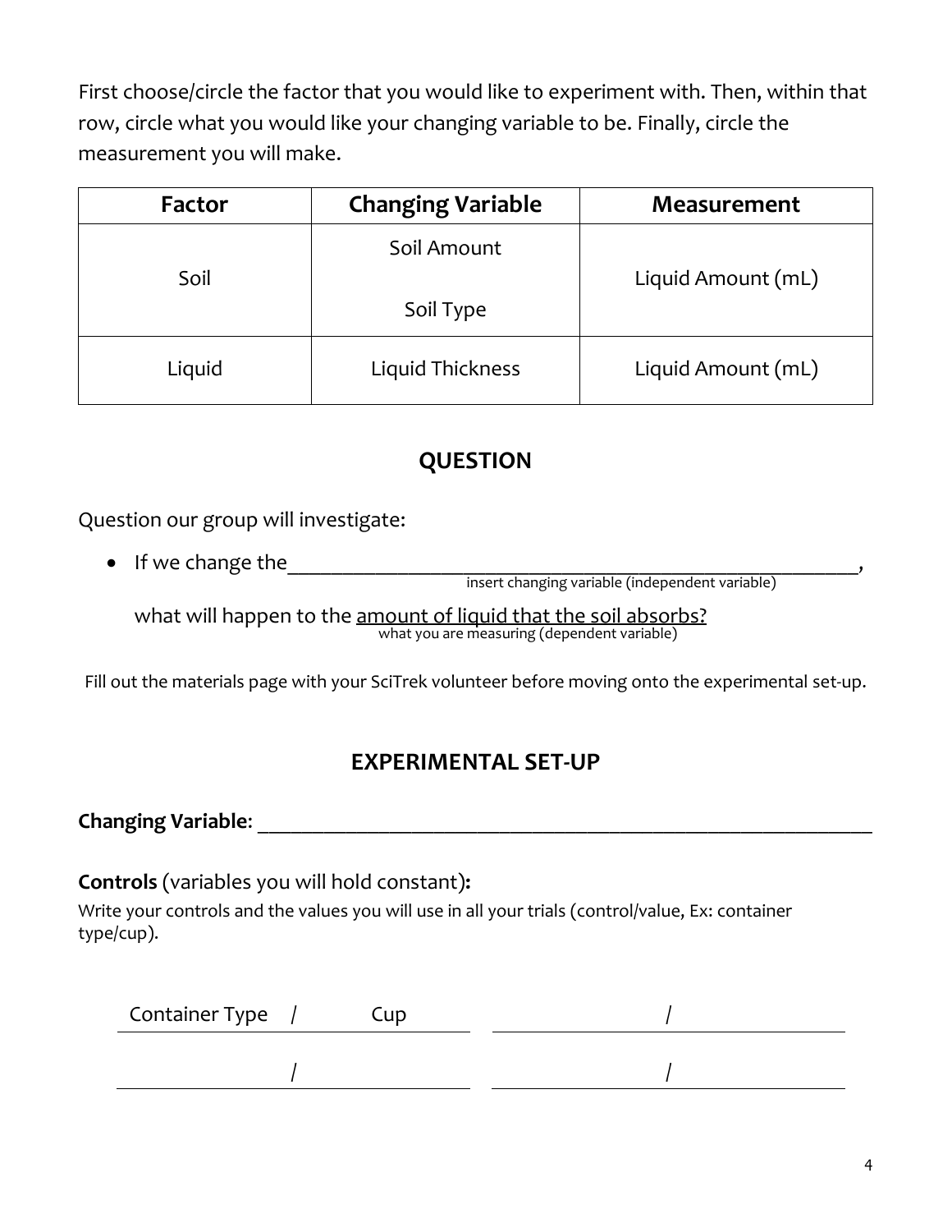First choose/circle the factor that you would like to experiment with. Then, within that row, circle what you would like your changing variable to be. Finally, circle the measurement you will make.

| Factor | Changing Variable | Measurement |
|---|---|---|
| Soil | Soil Amount<br><br>Soil Type | Liquid Amount (mL) |
| Liquid | Liquid Thickness | Liquid Amount (mL) |

## QUESTION

Question our group will investigate:

- If we change the\_\_\_\_\_\_\_\_\_\_\_\_\_\_\_\_\_\_\_\_\_\_\_\_\_\_\_\_\_\_\_\_\_\_\_\_\_\_\_\_\_\_\_\_\_\_\_\_\_\_\_\_\_\_\_\_,
  insert changing variable (independent variable)

  what will happen to the <u>amount of liquid that the soil absorbs?</u>
  what you are measuring (dependent variable)

Fill out the materials page with your SciTrek volunteer before moving onto the experimental set-up.

## EXPERIMENTAL SET-UP

**Changing Variable**: \_\_\_\_\_\_\_\_\_\_\_\_\_\_\_\_\_\_\_\_\_\_\_\_\_\_\_\_\_\_\_\_\_\_\_\_\_\_\_\_\_\_\_\_\_\_\_\_\_\_\_\_\_\_\_\_

**Controls** (variables you will hold constant)**:**

Write your controls and the values you will use in all your trials (control/value, Ex: container type/cup).

Container Type / Cup \_\_\_\_\_\_\_\_\_\_\_\_ / \_\_\_\_\_\_\_\_\_\_\_\_

\_\_\_\_\_\_\_\_\_\_\_\_ / \_\_\_\_\_\_\_\_\_\_\_\_ \_\_\_\_\_\_\_\_\_\_\_\_ / \_\_\_\_\_\_\_\_\_\_\_\_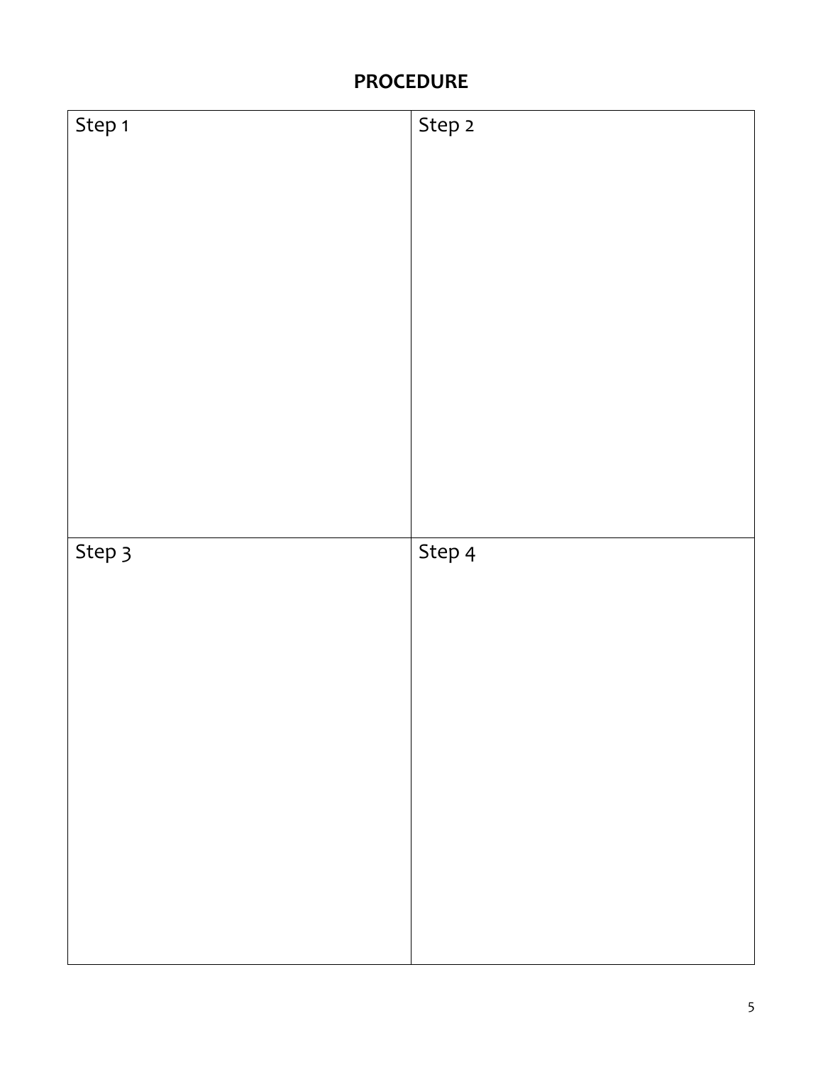## PROCEDURE

| Step 1 | Step 2 |
| --- | --- |
| Step 3 | Step 4 |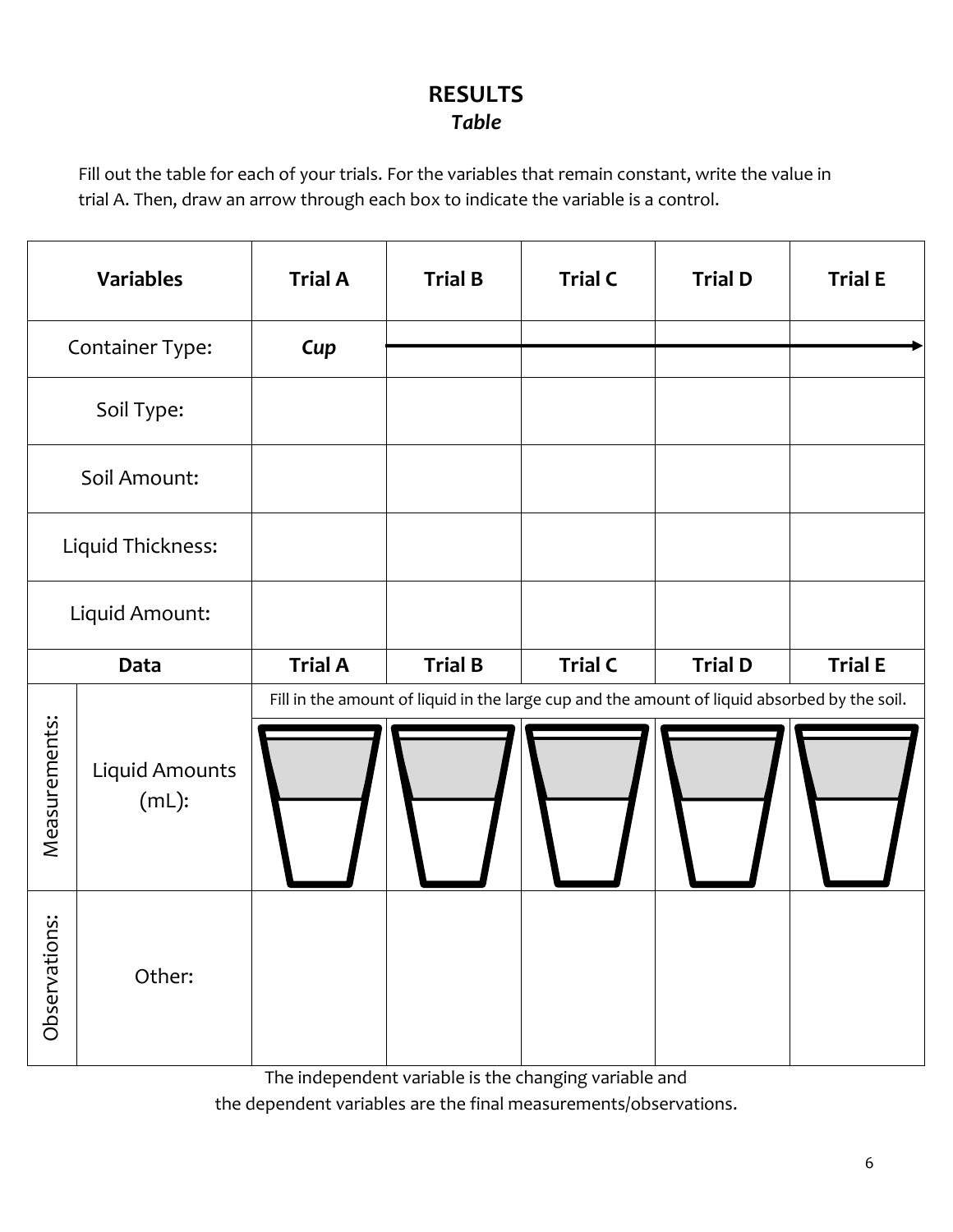## RESULTS

### *Table*

Fill out the table for each of your trials. For the variables that remain constant, write the value in trial A. Then, draw an arrow through each box to indicate the variable is a control.

| Variables | | Trial A | Trial B | Trial C | Trial D | Trial E |
|---|---|---|---|---|---|---|
| Container Type: | | ***Cup*** | → | → | → | → |
| Soil Type: | | | | | | |
| Soil Amount: | | | | | | |
| Liquid Thickness: | | | | | | |
| Liquid Amount: | | | | | | |
| **Data** | | **Trial A** | **Trial B** | **Trial C** | **Trial D** | **Trial E** |
| Measurements: | Liquid Amounts (mL): | Fill in the amount of liquid in the large cup and the amount of liquid absorbed by the soil. | | | | |
| Observations: | Other: | | | | | |

The independent variable is the changing variable and the dependent variables are the final measurements/observations.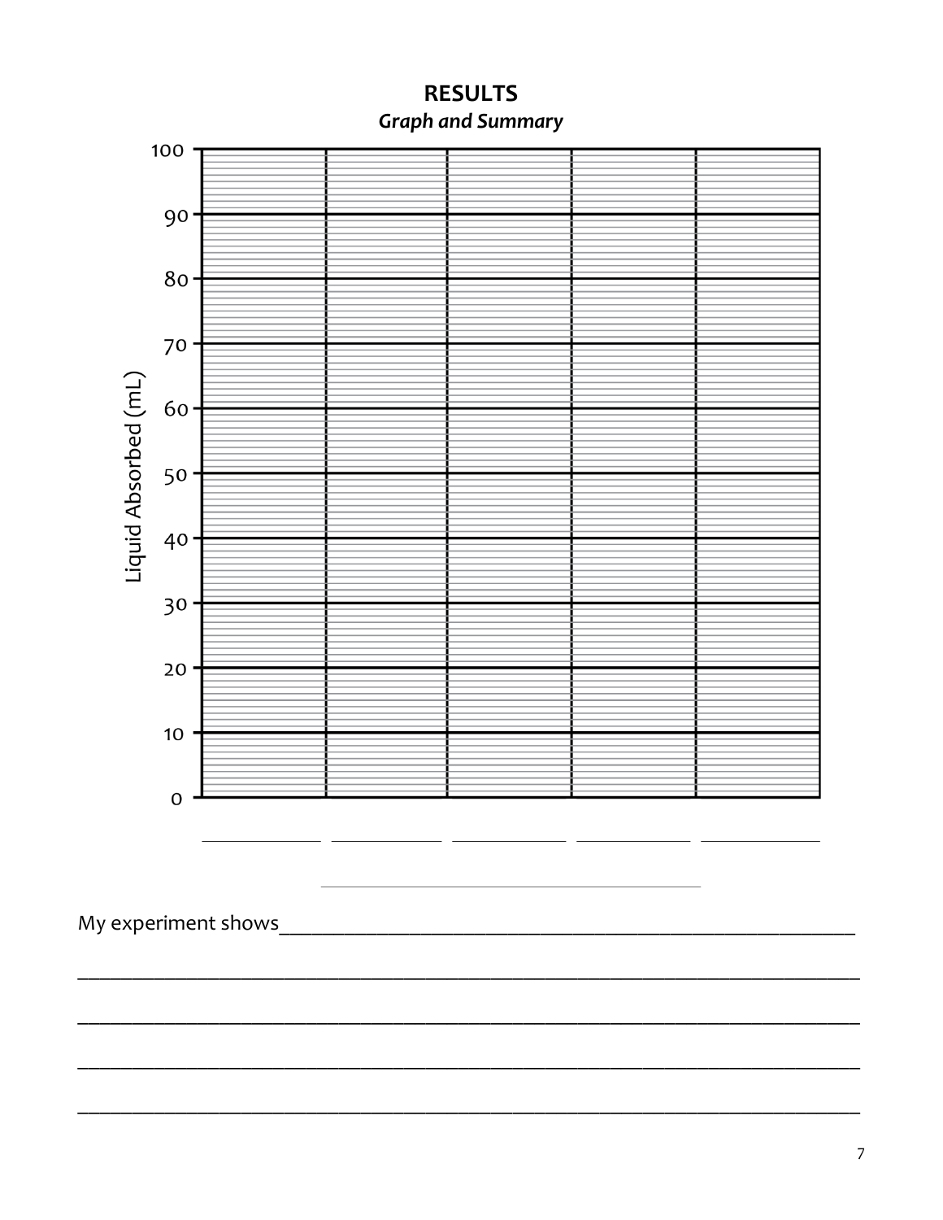# RESULTS

***Graph and Summary***

Liquid Absorbed (mL)

100

90

80

70

60

50

40

30

20

10

0

____________ ____________ ____________ ____________ ____________

______________________________

My experiment shows_______________________________________________________

______________________________________________________________________

______________________________________________________________________

______________________________________________________________________

______________________________________________________________________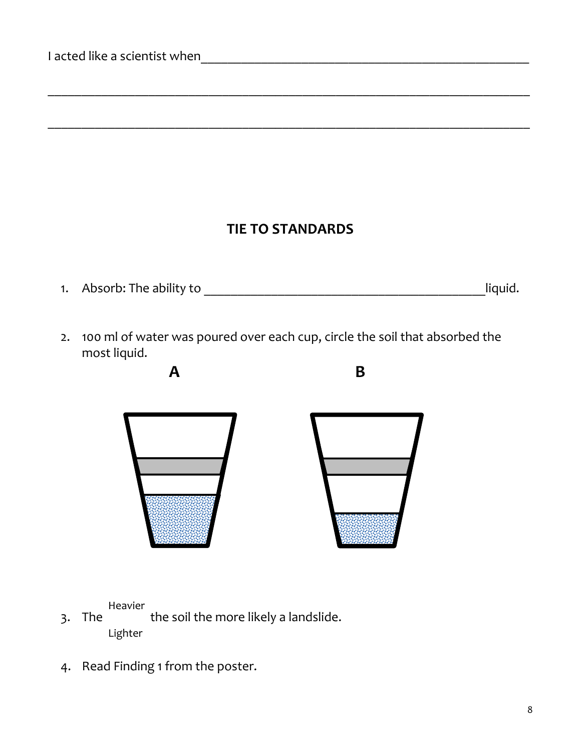I acted like a scientist when_______________________________________________________

___________________________________________________________________________

___________________________________________________________________________

## TIE TO STANDARDS

1. Absorb: The ability to _________________________________________liquid.

2. 100 ml of water was poured over each cup, circle the soil that absorbed the most liquid.

   **A** **B**

3. The Heavier / Lighter the soil the more likely a landslide.

4. Read Finding 1 from the poster.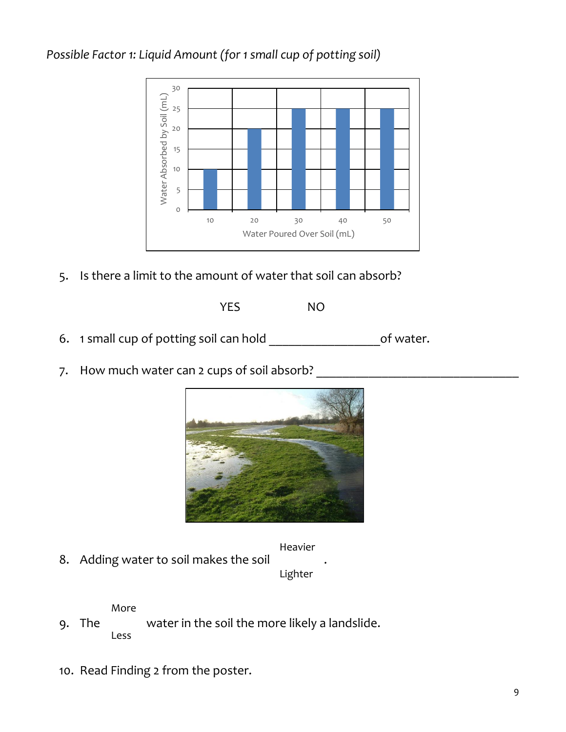*Possible Factor 1: Liquid Amount (for 1 small cup of potting soil)*

| Water Poured Over Soil (mL) | Water Absorbed by Soil (mL) |
|---|---|
| 10 | 10 |
| 20 | 20 |
| 30 | 25 |
| 40 | 25 |
| 50 | 25 |

5. Is there a limit to the amount of water that soil can absorb?

   YES NO

6. 1 small cup of potting soil can hold ________________of water.

7. How much water can 2 cups of soil absorb? ______________________________

8. Adding water to soil makes the soil Heavier / Lighter .

9. The More / Less water in the soil the more likely a landslide.

10. Read Finding 2 from the poster.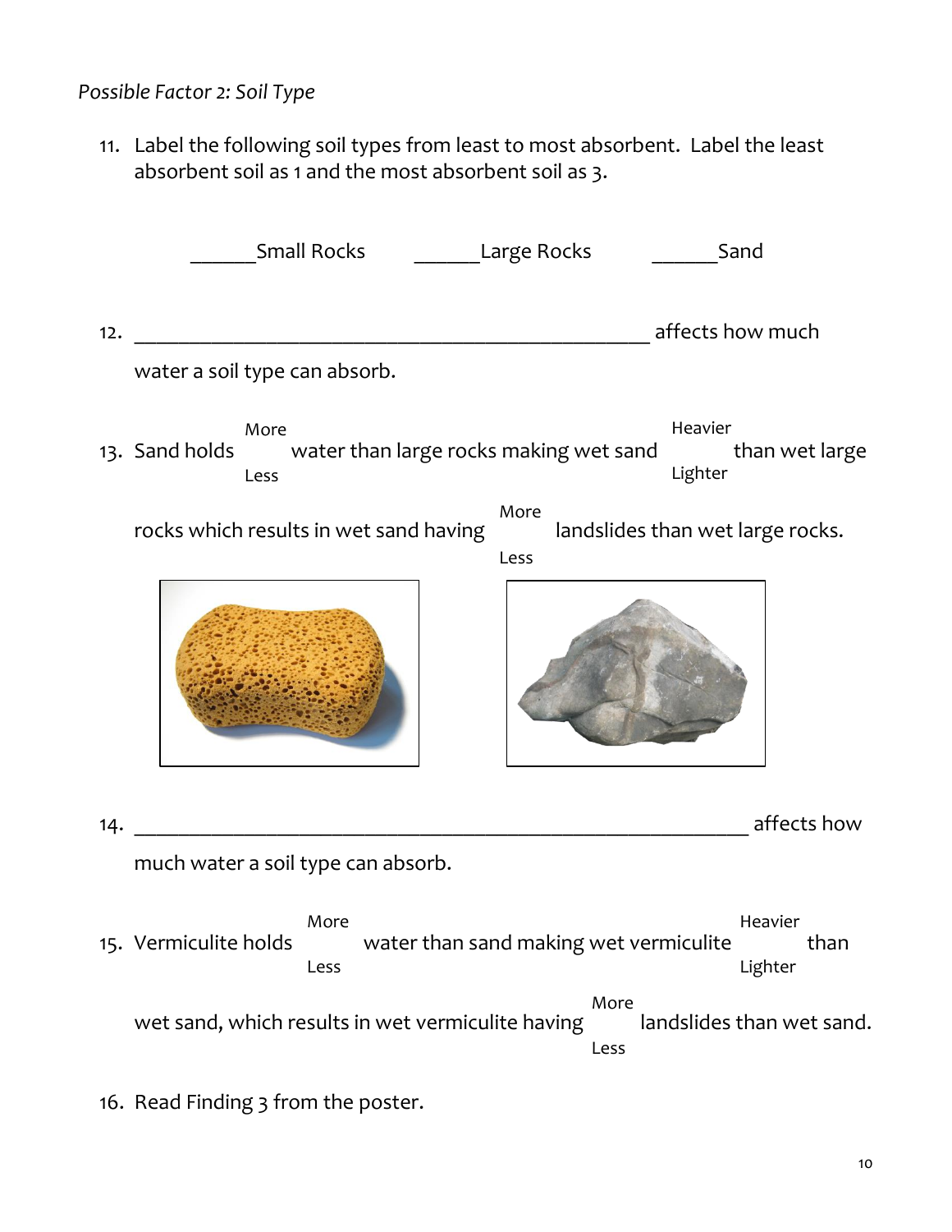*Possible Factor 2: Soil Type*

11. Label the following soil types from least to most absorbent. Label the least absorbent soil as 1 and the most absorbent soil as 3.

    ______Small Rocks ______Large Rocks ______Sand

12. ________________________________________________ affects how much water a soil type can absorb.

13. Sand holds More/Less water than large rocks making wet sand Heavier/Lighter than wet large rocks which results in wet sand having More/Less landslides than wet large rocks.

14. ________________________________________________ affects how much water a soil type can absorb.

15. Vermiculite holds More/Less water than sand making wet vermiculite Heavier/Lighter than wet sand, which results in wet vermiculite having More/Less landslides than wet sand.

16. Read Finding 3 from the poster.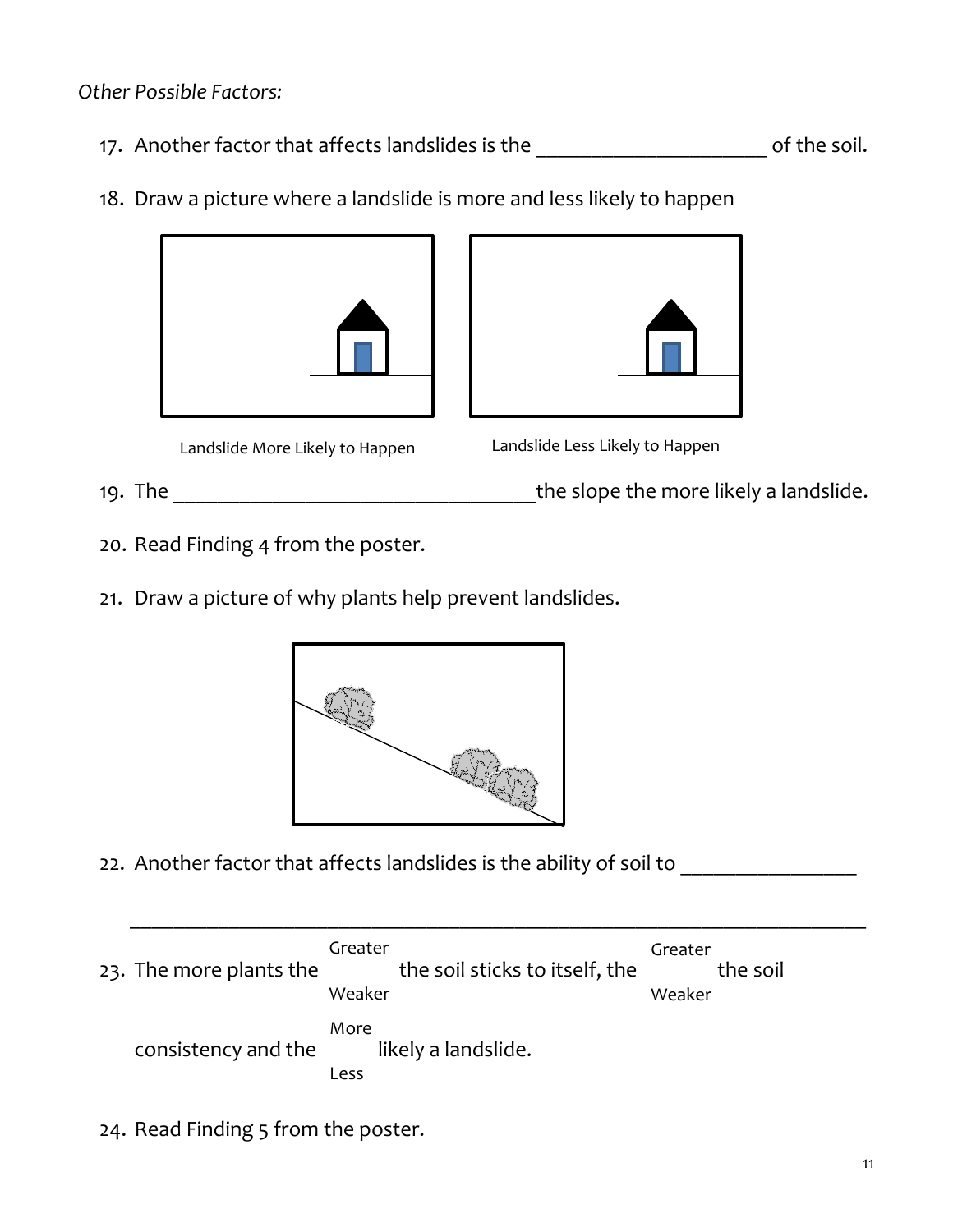*Other Possible Factors:*

17. Another factor that affects landslides is the ____________________ of the soil.

18. Draw a picture where a landslide is more and less likely to happen

Landslide More Likely to Happen

Landslide Less Likely to Happen

19. The ________________________________the slope the more likely a landslide.

20. Read Finding 4 from the poster.

21. Draw a picture of why plants help prevent landslides.

22. Another factor that affects landslides is the ability of soil to _______________

_________________________________________________________________

23. The more plants the Greater / Weaker the soil sticks to itself, the Greater / Weaker the soil consistency and the More / Less likely a landslide.

24. Read Finding 5 from the poster.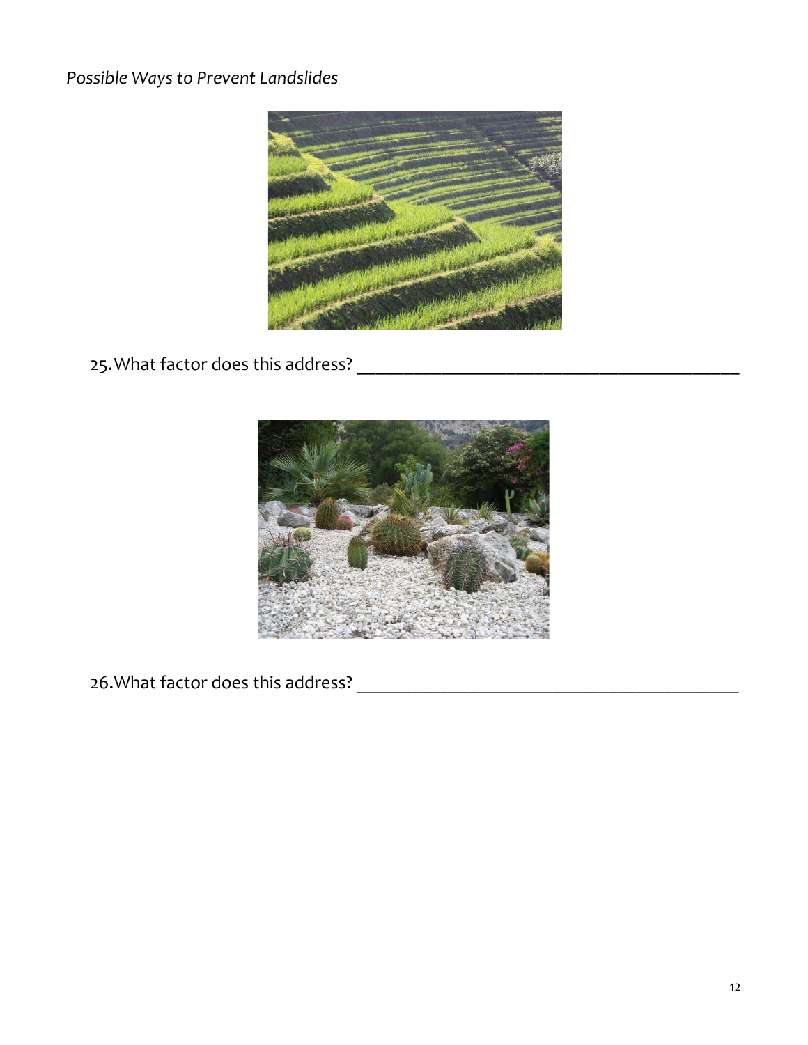*Possible Ways to Prevent Landslides*

25. What factor does this address? ___________________________________________

26. What factor does this address? ___________________________________________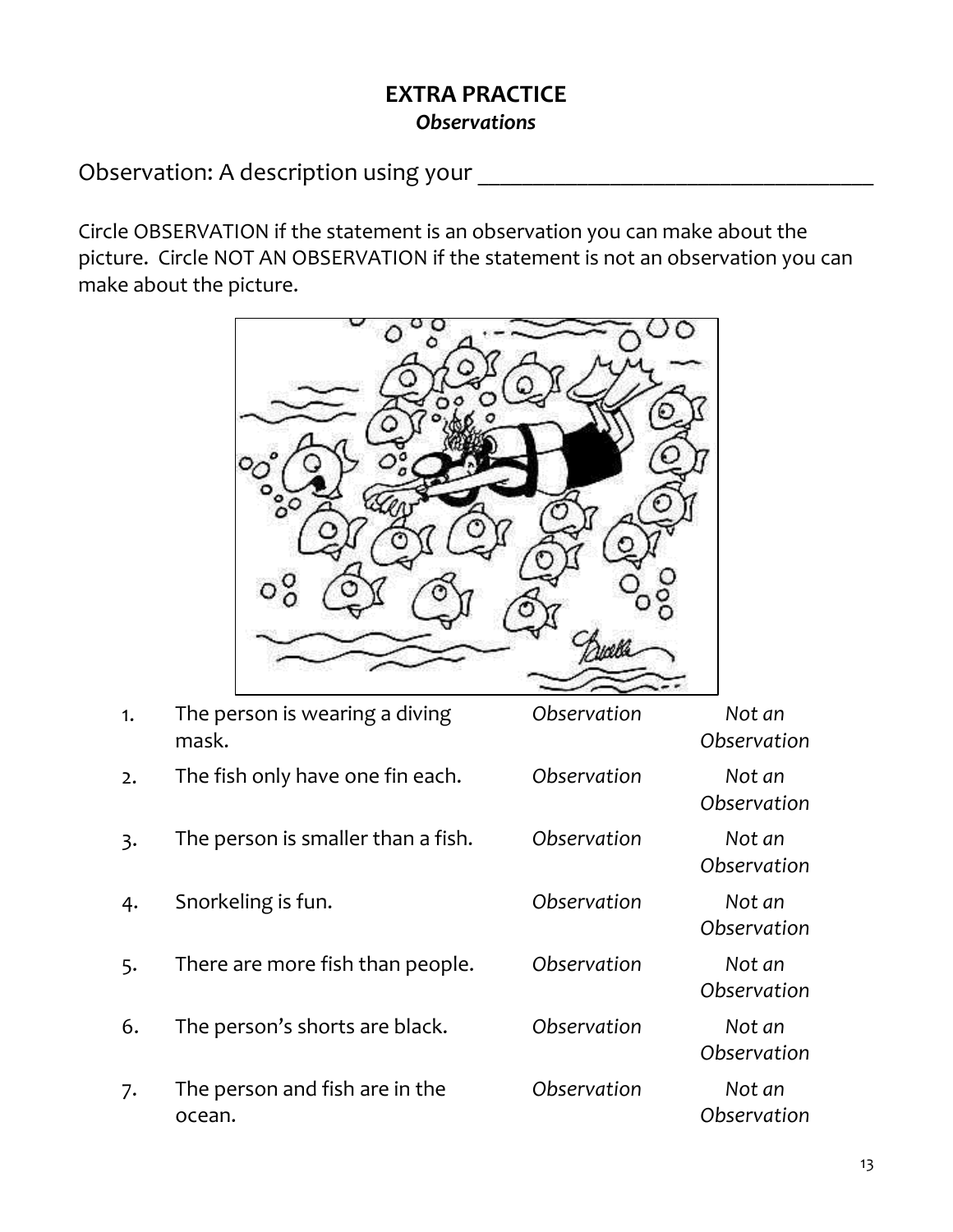# EXTRA PRACTICE

***Observations***

Observation: A description using your ________________________________

Circle OBSERVATION if the statement is an observation you can make about the picture. Circle NOT AN OBSERVATION if the statement is not an observation you can make about the picture.

| | | | |
|---|---|---|---|
| 1. | The person is wearing a diving mask. | *Observation* | *Not an Observation* |
| 2. | The fish only have one fin each. | *Observation* | *Not an Observation* |
| 3. | The person is smaller than a fish. | *Observation* | *Not an Observation* |
| 4. | Snorkeling is fun. | *Observation* | *Not an Observation* |
| 5. | There are more fish than people. | *Observation* | *Not an Observation* |
| 6. | The person's shorts are black. | *Observation* | *Not an Observation* |
| 7. | The person and fish are in the ocean. | *Observation* | *Not an Observation* |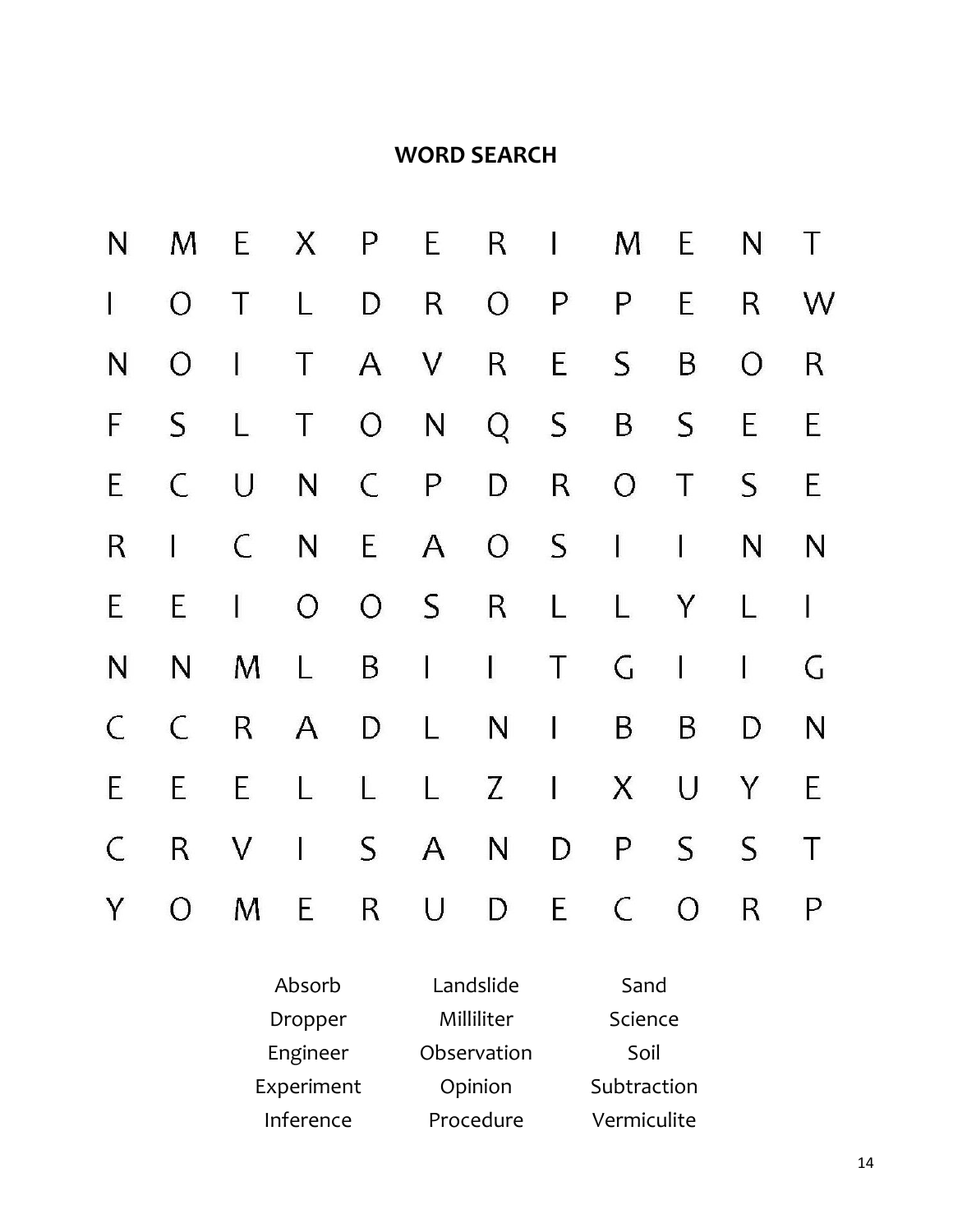**WORD SEARCH**

```
N M E X P E R I M E N T
I O T L D R O P P E R W
N O I T A V R E S B O R
F S L T O N Q S B S E E
E C U N C P D R O T S E
R I C N E A O S I I N N
E E I O O S R L L Y L I
N N M L B I I T G I I G
C C R A D L N I B B D N
E E E L L L Z I X U Y E
C R V I S A N D P S S T
Y O M E R U D E C O R P
```

| | | |
|---|---|---|
| Absorb | Landslide | Sand |
| Dropper | Milliliter | Science |
| Engineer | Observation | Soil |
| Experiment | Opinion | Subtraction |
| Inference | Procedure | Vermiculite |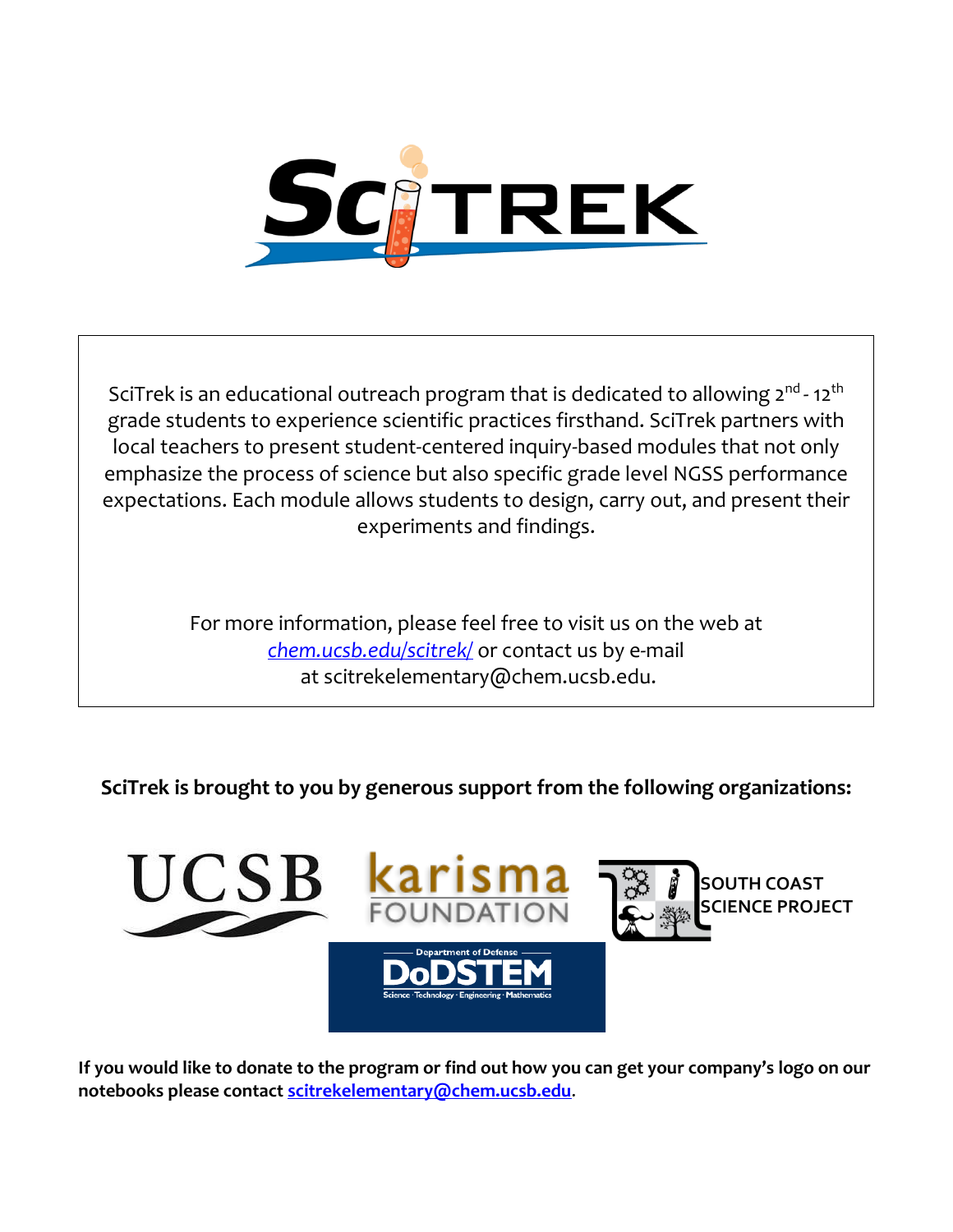# SciTREK

SciTrek is an educational outreach program that is dedicated to allowing 2nd - 12th grade students to experience scientific practices firsthand. SciTrek partners with local teachers to present student-centered inquiry-based modules that not only emphasize the process of science but also specific grade level NGSS performance expectations. Each module allows students to design, carry out, and present their experiments and findings.

For more information, please feel free to visit us on the web at *chem.ucsb.edu/scitrek/* or contact us by e-mail at scitrekelementary@chem.ucsb.edu.

**SciTrek is brought to you by generous support from the following organizations:**

UCSB

karisma FOUNDATION

SOUTH COAST SCIENCE PROJECT

Department of Defense DoDSTEM Science · Technology · Engineering · Mathematics

**If you would like to donate to the program or find out how you can get your company's logo on our notebooks please contact scitrekelementary@chem.ucsb.edu.**